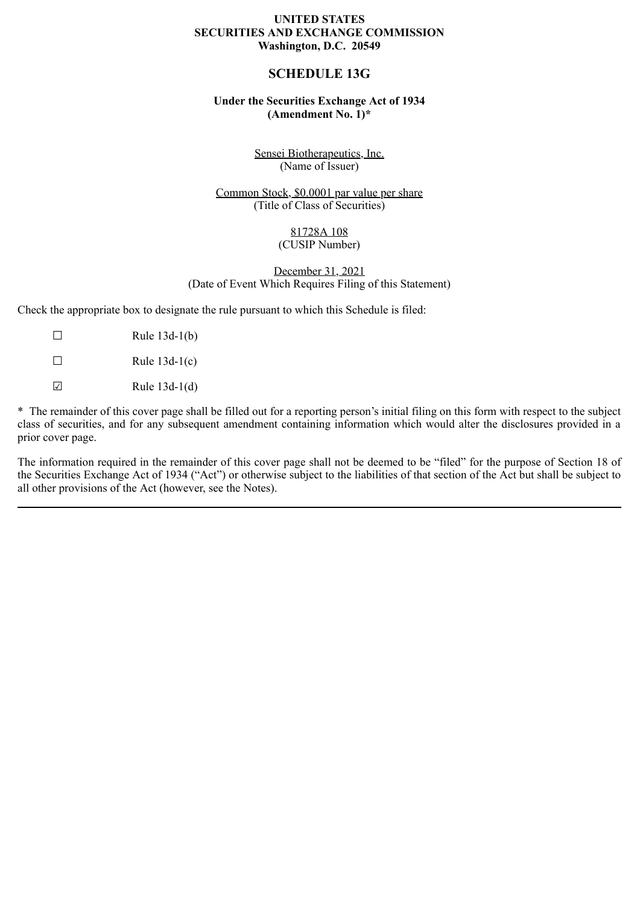**UNITED STATES**
**SECURITIES AND EXCHANGE COMMISSION**
**Washington, D.C. 20549**

# SCHEDULE 13G

**Under the Securities Exchange Act of 1934**
**(Amendment No. 1)***

Sensei Biotherapeutics, Inc.
(Name of Issuer)

Common Stock, $0.0001 par value per share
(Title of Class of Securities)

81728A 108
(CUSIP Number)

December 31, 2021
(Date of Event Which Requires Filing of this Statement)

Check the appropriate box to designate the rule pursuant to which this Schedule is filed:

☐ Rule 13d-1(b)

☐ Rule 13d-1(c)

☑ Rule 13d-1(d)

* The remainder of this cover page shall be filled out for a reporting person's initial filing on this form with respect to the subject class of securities, and for any subsequent amendment containing information which would alter the disclosures provided in a prior cover page.

The information required in the remainder of this cover page shall not be deemed to be "filed" for the purpose of Section 18 of the Securities Exchange Act of 1934 ("Act") or otherwise subject to the liabilities of that section of the Act but shall be subject to all other provisions of the Act (however, see the Notes).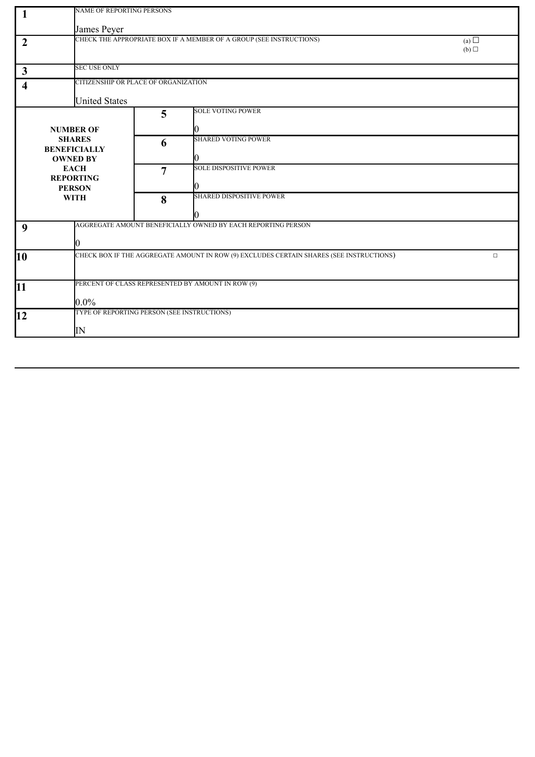| | | | |
|---|---|---|---|
| 1 | NAME OF REPORTING PERSONS<br><br>James Peyer | | |
| 2 | CHECK THE APPROPRIATE BOX IF A MEMBER OF A GROUP (SEE INSTRUCTIONS) | | (a) ☐<br>(b) ☐ |
| 3 | SEC USE ONLY | | |
| 4 | CITIZENSHIP OR PLACE OF ORGANIZATION<br><br>United States | | |
| NUMBER OF SHARES BENEFICIALLY OWNED BY EACH REPORTING PERSON WITH | 5 | SOLE VOTING POWER<br><br>0 | |
| | 6 | SHARED VOTING POWER<br><br>0 | |
| | 7 | SOLE DISPOSITIVE POWER<br><br>0 | |
| | 8 | SHARED DISPOSITIVE POWER<br><br>0 | |
| 9 | AGGREGATE AMOUNT BENEFICIALLY OWNED BY EACH REPORTING PERSON<br><br>0 | | |
| 10 | CHECK BOX IF THE AGGREGATE AMOUNT IN ROW (9) EXCLUDES CERTAIN SHARES (SEE INSTRUCTIONS) | | ☐ |
| 11 | PERCENT OF CLASS REPRESENTED BY AMOUNT IN ROW (9)<br><br>0.0% | | |
| 12 | TYPE OF REPORTING PERSON (SEE INSTRUCTIONS)<br><br>IN | | |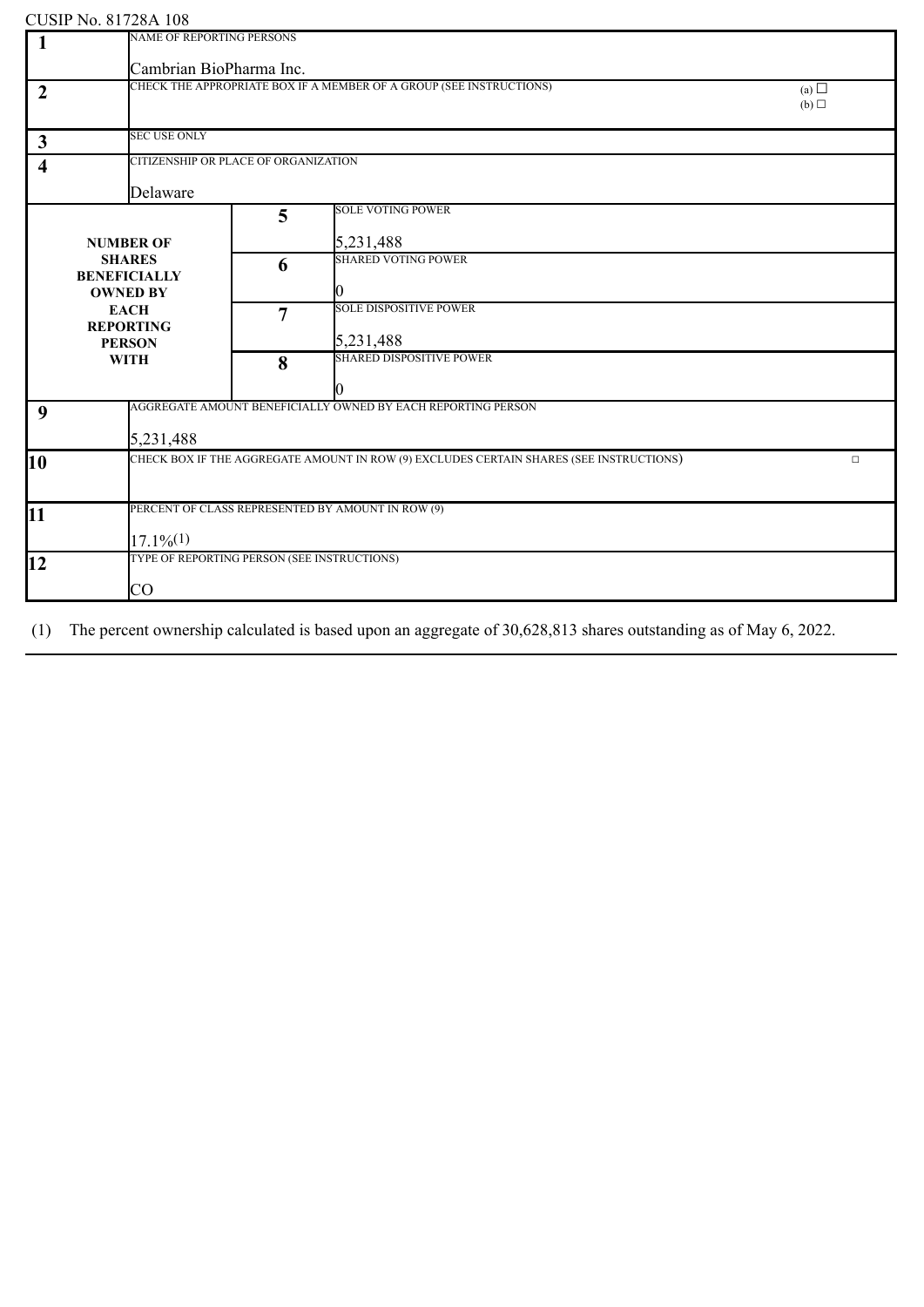CUSIP No. 81728A 108

| | | | |
|---|---|---|---|
| 1 | NAME OF REPORTING PERSONS<br><br>Cambrian BioPharma Inc. | | |
| 2 | CHECK THE APPROPRIATE BOX IF A MEMBER OF A GROUP (SEE INSTRUCTIONS) (a) ☐ (b) ☐ | | |
| 3 | SEC USE ONLY | | |
| 4 | CITIZENSHIP OR PLACE OF ORGANIZATION<br><br>Delaware | | |
| NUMBER OF SHARES BENEFICIALLY OWNED BY EACH REPORTING PERSON WITH | | 5 | SOLE VOTING POWER<br><br>5,231,488 |
| | | 6 | SHARED VOTING POWER<br><br>0 |
| | | 7 | SOLE DISPOSITIVE POWER<br><br>5,231,488 |
| | | 8 | SHARED DISPOSITIVE POWER<br><br>0 |
| 9 | AGGREGATE AMOUNT BENEFICIALLY OWNED BY EACH REPORTING PERSON<br><br>5,231,488 | | |
| 10 | CHECK BOX IF THE AGGREGATE AMOUNT IN ROW (9) EXCLUDES CERTAIN SHARES (SEE INSTRUCTIONS) ☐ | | |
| 11 | PERCENT OF CLASS REPRESENTED BY AMOUNT IN ROW (9)<br><br>17.1%(1) | | |
| 12 | TYPE OF REPORTING PERSON (SEE INSTRUCTIONS)<br><br>CO | | |

(1) The percent ownership calculated is based upon an aggregate of 30,628,813 shares outstanding as of May 6, 2022.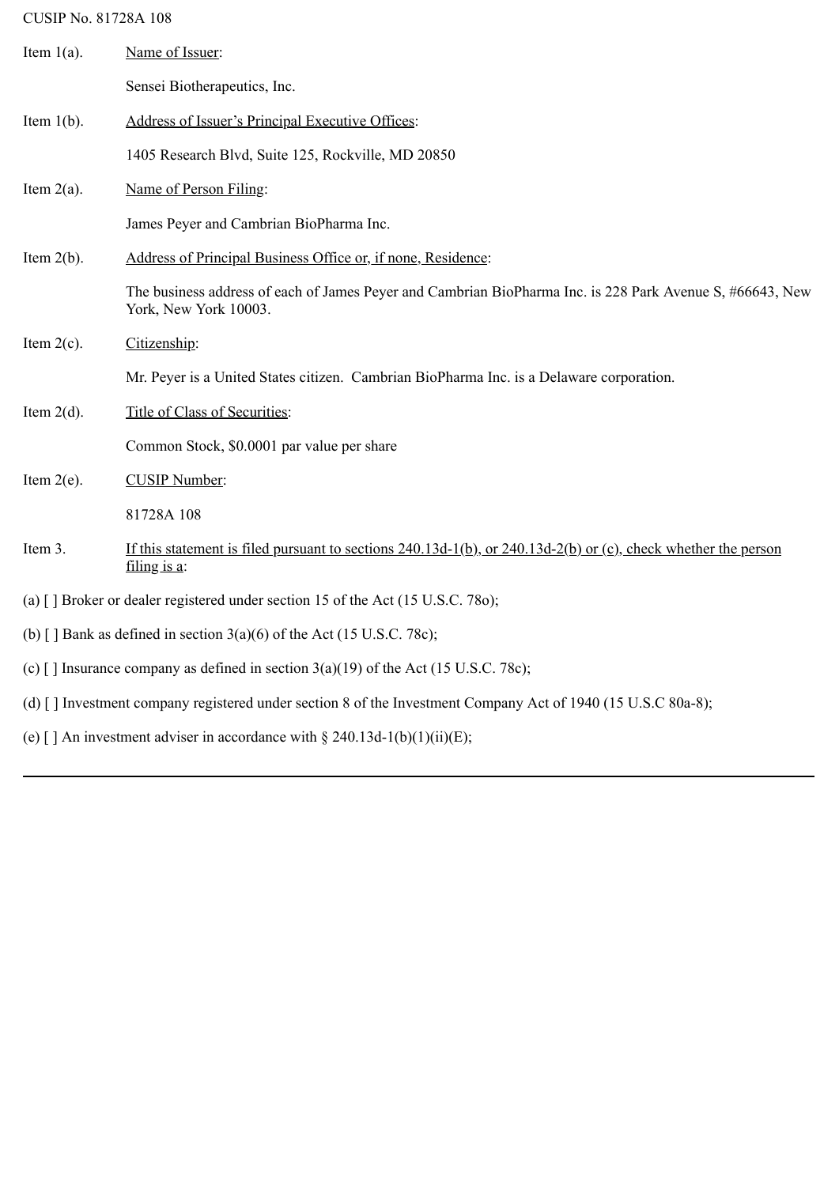CUSIP No. 81728A 108

Item 1(a). Name of Issuer:

Sensei Biotherapeutics, Inc.

Item 1(b). Address of Issuer's Principal Executive Offices:

1405 Research Blvd, Suite 125, Rockville, MD 20850

Item 2(a). Name of Person Filing:

James Peyer and Cambrian BioPharma Inc.

Item 2(b). Address of Principal Business Office or, if none, Residence:

The business address of each of James Peyer and Cambrian BioPharma Inc. is 228 Park Avenue S, #66643, New York, New York 10003.

Item 2(c). Citizenship:

Mr. Peyer is a United States citizen. Cambrian BioPharma Inc. is a Delaware corporation.

Item 2(d). Title of Class of Securities:

Common Stock, $0.0001 par value per share

Item 2(e). CUSIP Number:

81728A 108

Item 3. If this statement is filed pursuant to sections 240.13d-1(b), or 240.13d-2(b) or (c), check whether the person filing is a:

(a) [ ] Broker or dealer registered under section 15 of the Act (15 U.S.C. 78o);

(b) [ ] Bank as defined in section 3(a)(6) of the Act (15 U.S.C. 78c);

(c) [ ] Insurance company as defined in section 3(a)(19) of the Act (15 U.S.C. 78c);

(d) [ ] Investment company registered under section 8 of the Investment Company Act of 1940 (15 U.S.C 80a-8);

(e) [ ] An investment adviser in accordance with § 240.13d-1(b)(1)(ii)(E);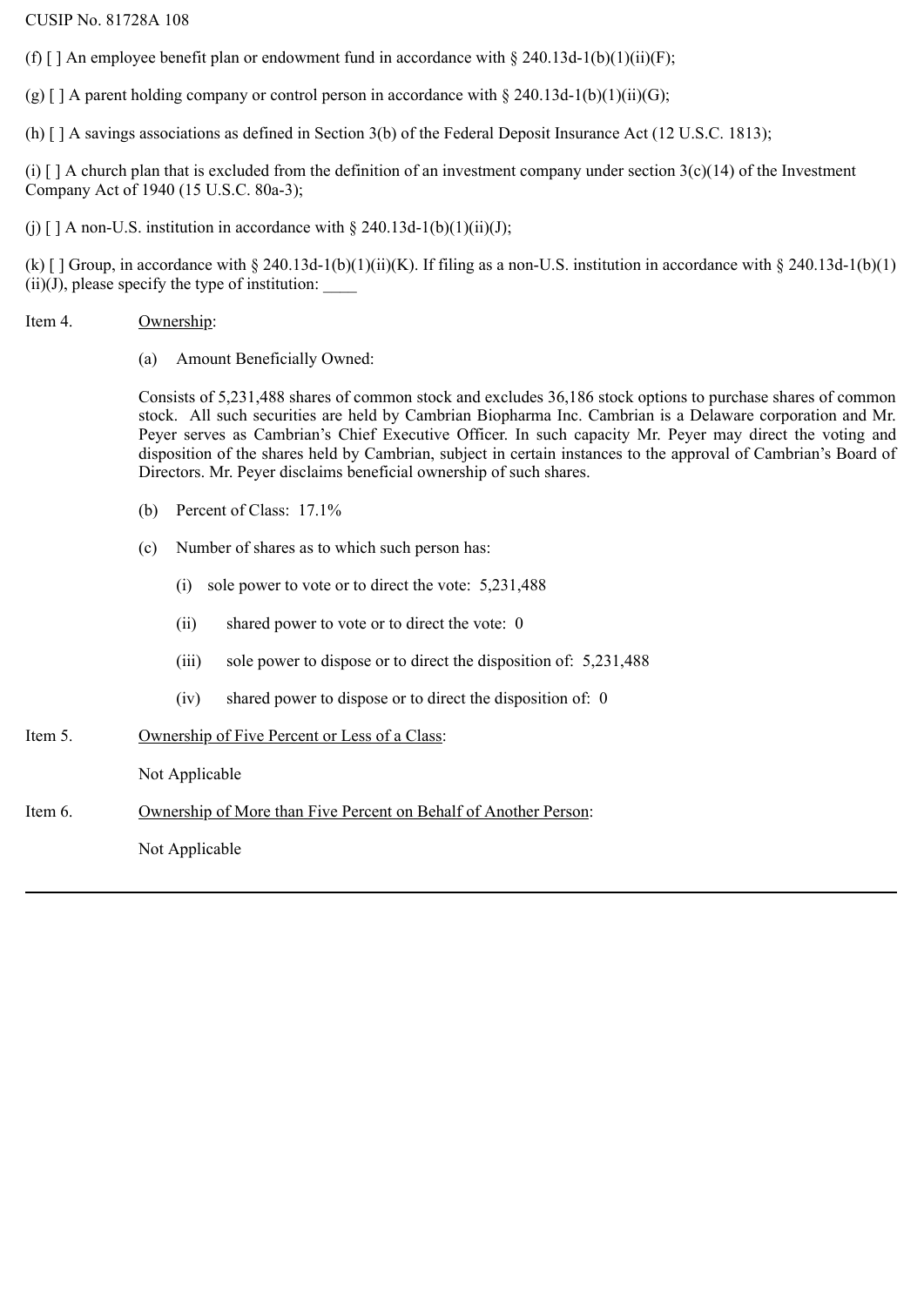CUSIP No. 81728A 108

(f) [ ] An employee benefit plan or endowment fund in accordance with § 240.13d-1(b)(1)(ii)(F);

(g) [ ] A parent holding company or control person in accordance with § 240.13d-1(b)(1)(ii)(G);

(h) [ ] A savings associations as defined in Section 3(b) of the Federal Deposit Insurance Act (12 U.S.C. 1813);

(i) [ ] A church plan that is excluded from the definition of an investment company under section 3(c)(14) of the Investment Company Act of 1940 (15 U.S.C. 80a-3);

(j) [ ] A non-U.S. institution in accordance with § 240.13d-1(b)(1)(ii)(J);

(k) [ ] Group, in accordance with § 240.13d-1(b)(1)(ii)(K). If filing as a non-U.S. institution in accordance with § 240.13d-1(b)(1)(ii)(J), please specify the type of institution: ____

Item 4. Ownership:

(a) Amount Beneficially Owned:

Consists of 5,231,488 shares of common stock and excludes 36,186 stock options to purchase shares of common stock. All such securities are held by Cambrian Biopharma Inc. Cambrian is a Delaware corporation and Mr. Peyer serves as Cambrian's Chief Executive Officer. In such capacity Mr. Peyer may direct the voting and disposition of the shares held by Cambrian, subject in certain instances to the approval of Cambrian's Board of Directors. Mr. Peyer disclaims beneficial ownership of such shares.

(b) Percent of Class: 17.1%

(c) Number of shares as to which such person has:

(i) sole power to vote or to direct the vote: 5,231,488

(ii) shared power to vote or to direct the vote: 0

(iii) sole power to dispose or to direct the disposition of: 5,231,488

(iv) shared power to dispose or to direct the disposition of: 0

Item 5. Ownership of Five Percent or Less of a Class:

Not Applicable

Item 6. Ownership of More than Five Percent on Behalf of Another Person:

Not Applicable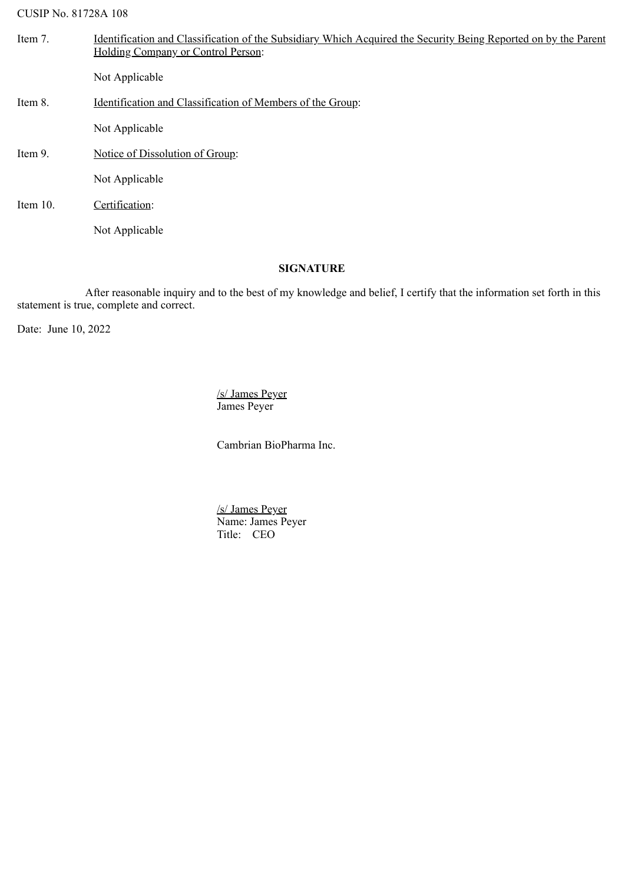CUSIP No. 81728A 108

Item 7. Identification and Classification of the Subsidiary Which Acquired the Security Being Reported on by the Parent Holding Company or Control Person:

Not Applicable

Item 8. Identification and Classification of Members of the Group:

Not Applicable

Item 9. Notice of Dissolution of Group:

Not Applicable

Item 10. Certification:

Not Applicable

**SIGNATURE**

After reasonable inquiry and to the best of my knowledge and belief, I certify that the information set forth in this statement is true, complete and correct.

Date: June 10, 2022

/s/ James Peyer
James Peyer

Cambrian BioPharma Inc.

/s/ James Peyer
Name: James Peyer
Title: CEO